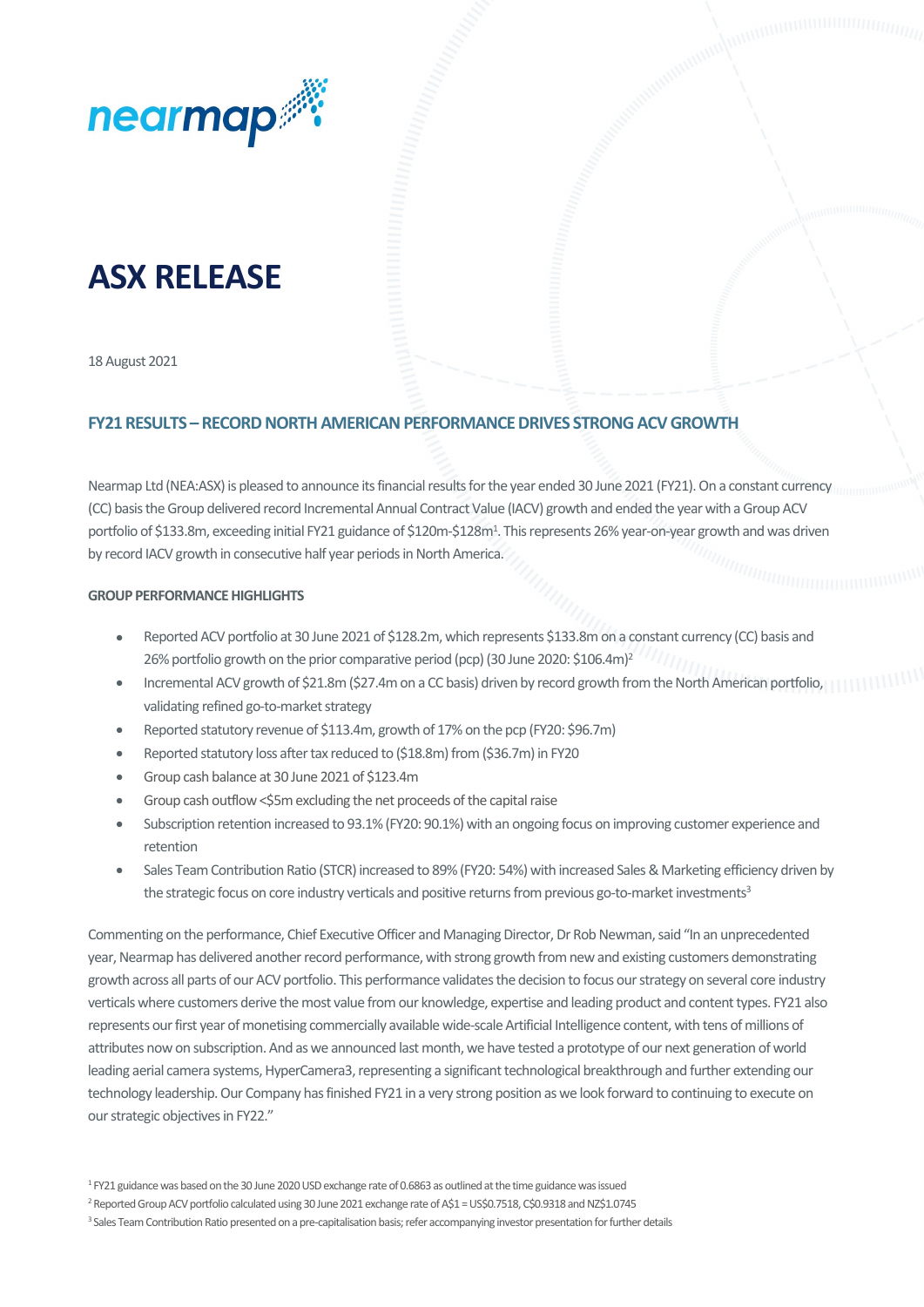nearmap

# ASX RELEASE

18 August 2021

## FY21 RESULTS – RECORD NORTH AMERICAN PERFORMANCE DRIVES STRONG ACV GROWTH

Nearmap Ltd (NEA:ASX) is pleased to announce its financial results for the year ended 30 June 2021 (FY21). On a constant currency (CC) basis the Group delivered record Incremental Annual Contract Value (IACV) growth and ended the year with a Group ACV portfolio of $133.8m, exceeding initial FY21 guidance of $120m-$128m[1]. This represents 26% year-on-year growth and was driven by record IACV growth in consecutive half year periods in North America.

### GROUP PERFORMANCE HIGHLIGHTS

- Reported ACV portfolio at 30 June 2021 of $128.2m, which represents $133.8m on a constant currency (CC) basis and 26% portfolio growth on the prior comparative period (pcp) (30 June 2020: $106.4m)[2]
- Incremental ACV growth of $21.8m ($27.4m on a CC basis) driven by record growth from the North American portfolio, validating refined go-to-market strategy
- Reported statutory revenue of $113.4m, growth of 17% on the pcp (FY20: $96.7m)
- Reported statutory loss after tax reduced to ($18.8m) from ($36.7m) in FY20
- Group cash balance at 30 June 2021 of $123.4m
- Group cash outflow <$5m excluding the net proceeds of the capital raise
- Subscription retention increased to 93.1% (FY20: 90.1%) with an ongoing focus on improving customer experience and retention
- Sales Team Contribution Ratio (STCR) increased to 89% (FY20: 54%) with increased Sales & Marketing efficiency driven by the strategic focus on core industry verticals and positive returns from previous go-to-market investments[3]

Commenting on the performance, Chief Executive Officer and Managing Director, Dr Rob Newman, said "In an unprecedented year, Nearmap has delivered another record performance, with strong growth from new and existing customers demonstrating growth across all parts of our ACV portfolio. This performance validates the decision to focus our strategy on several core industry verticals where customers derive the most value from our knowledge, expertise and leading product and content types. FY21 also represents our first year of monetising commercially available wide-scale Artificial Intelligence content, with tens of millions of attributes now on subscription. And as we announced last month, we have tested a prototype of our next generation of world leading aerial camera systems, HyperCamera3, representing a significant technological breakthrough and further extending our technology leadership. Our Company has finished FY21 in a very strong position as we look forward to continuing to execute on our strategic objectives in FY22."

[1] FY21 guidance was based on the 30 June 2020 USD exchange rate of 0.6863 as outlined at the time guidance was issued

[2] Reported Group ACV portfolio calculated using 30 June 2021 exchange rate of A$1 = US$0.7518, C$0.9318 and NZ$1.0745

[3] Sales Team Contribution Ratio presented on a pre-capitalisation basis; refer accompanying investor presentation for further details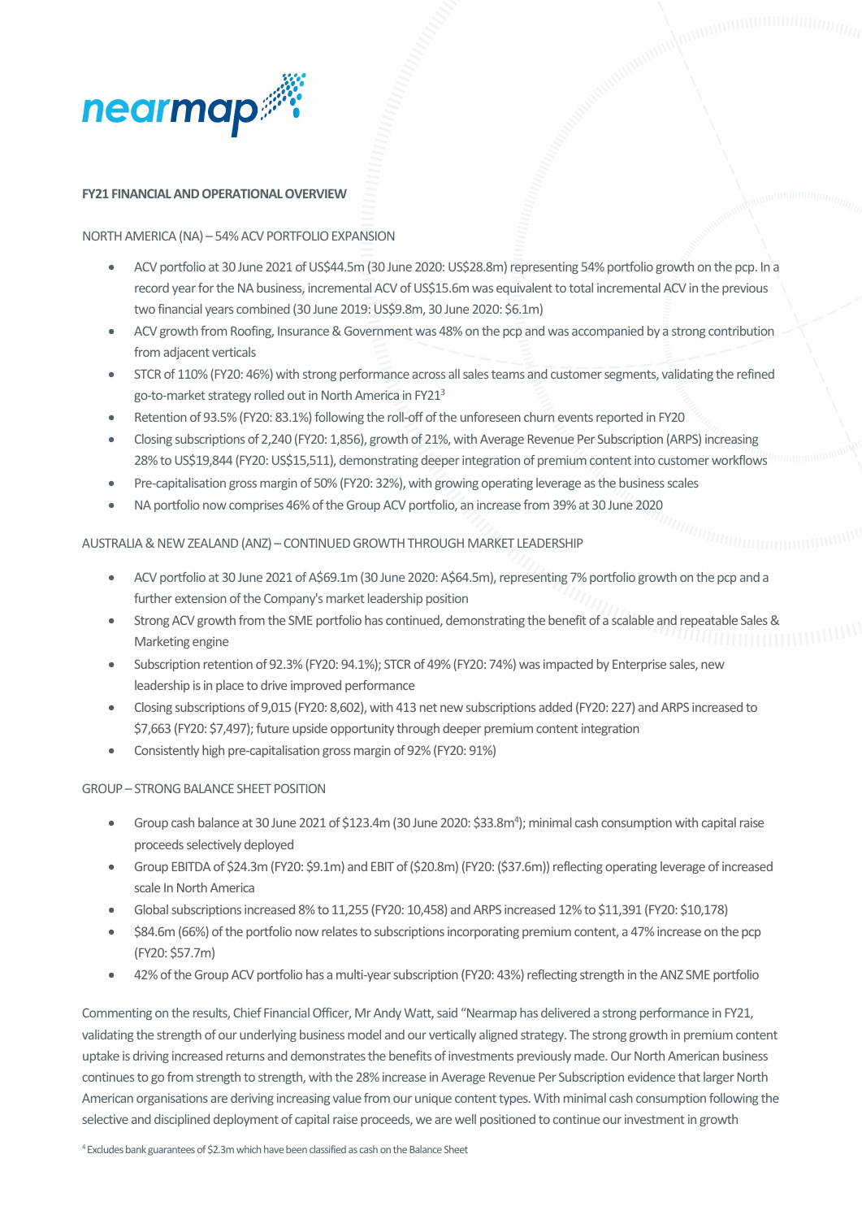## FY21 FINANCIAL AND OPERATIONAL OVERVIEW

NORTH AMERICA (NA) – 54% ACV PORTFOLIO EXPANSION

- ACV portfolio at 30 June 2021 of US$44.5m (30 June 2020: US$28.8m) representing 54% portfolio growth on the pcp. In a record year for the NA business, incremental ACV of US$15.6m was equivalent to total incremental ACV in the previous two financial years combined (30 June 2019: US$9.8m, 30 June 2020: $6.1m)
- ACV growth from Roofing, Insurance & Government was 48% on the pcp and was accompanied by a strong contribution from adjacent verticals
- STCR of 110% (FY20: 46%) with strong performance across all sales teams and customer segments, validating the refined go-to-market strategy rolled out in North America in FY21[3]
- Retention of 93.5% (FY20: 83.1%) following the roll-off of the unforeseen churn events reported in FY20
- Closing subscriptions of 2,240 (FY20: 1,856), growth of 21%, with Average Revenue Per Subscription (ARPS) increasing 28% to US$19,844 (FY20: US$15,511), demonstrating deeper integration of premium content into customer workflows
- Pre-capitalisation gross margin of 50% (FY20: 32%), with growing operating leverage as the business scales
- NA portfolio now comprises 46% of the Group ACV portfolio, an increase from 39% at 30 June 2020

AUSTRALIA & NEW ZEALAND (ANZ) – CONTINUED GROWTH THROUGH MARKET LEADERSHIP

- ACV portfolio at 30 June 2021 of A$69.1m (30 June 2020: A$64.5m), representing 7% portfolio growth on the pcp and a further extension of the Company's market leadership position
- Strong ACV growth from the SME portfolio has continued, demonstrating the benefit of a scalable and repeatable Sales & Marketing engine
- Subscription retention of 92.3% (FY20: 94.1%); STCR of 49% (FY20: 74%) was impacted by Enterprise sales, new leadership is in place to drive improved performance
- Closing subscriptions of 9,015 (FY20: 8,602), with 413 net new subscriptions added (FY20: 227) and ARPS increased to $7,663 (FY20: $7,497); future upside opportunity through deeper premium content integration
- Consistently high pre-capitalisation gross margin of 92% (FY20: 91%)

GROUP – STRONG BALANCE SHEET POSITION

- Group cash balance at 30 June 2021 of $123.4m (30 June 2020: $33.8m[4]); minimal cash consumption with capital raise proceeds selectively deployed
- Group EBITDA of $24.3m (FY20: $9.1m) and EBIT of ($20.8m) (FY20: ($37.6m)) reflecting operating leverage of increased scale In North America
- Global subscriptions increased 8% to 11,255 (FY20: 10,458) and ARPS increased 12% to $11,391 (FY20: $10,178)
- $84.6m (66%) of the portfolio now relates to subscriptions incorporating premium content, a 47% increase on the pcp (FY20: $57.7m)
- 42% of the Group ACV portfolio has a multi-year subscription (FY20: 43%) reflecting strength in the ANZ SME portfolio

Commenting on the results, Chief Financial Officer, Mr Andy Watt, said "Nearmap has delivered a strong performance in FY21, validating the strength of our underlying business model and our vertically aligned strategy. The strong growth in premium content uptake is driving increased returns and demonstrates the benefits of investments previously made. Our North American business continues to go from strength to strength, with the 28% increase in Average Revenue Per Subscription evidence that larger North American organisations are deriving increasing value from our unique content types. With minimal cash consumption following the selective and disciplined deployment of capital raise proceeds, we are well positioned to continue our investment in growth

[4] Excludes bank guarantees of $2.3m which have been classified as cash on the Balance Sheet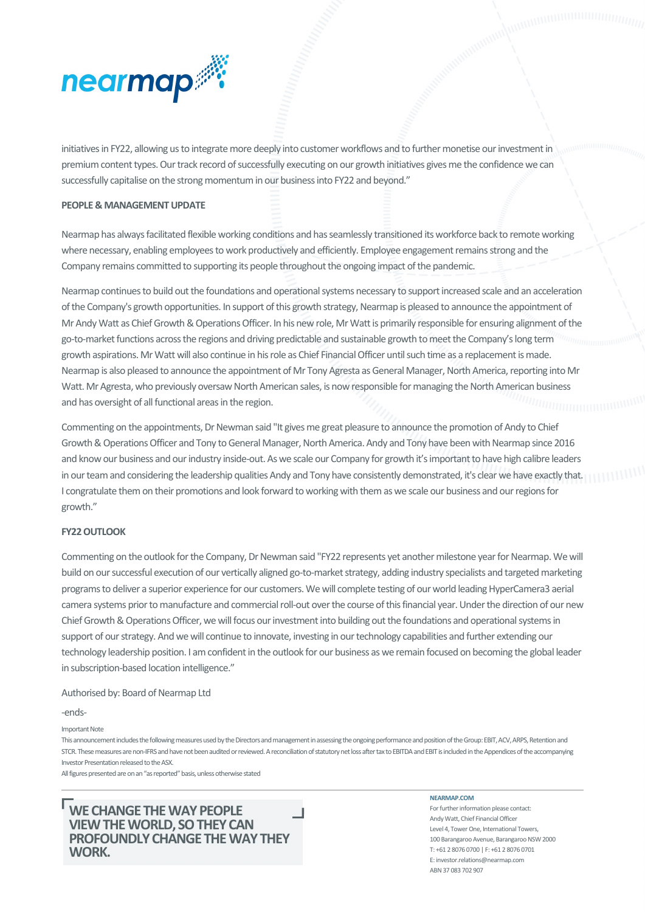initiatives in FY22, allowing us to integrate more deeply into customer workflows and to further monetise our investment in premium content types. Our track record of successfully executing on our growth initiatives gives me the confidence we can successfully capitalise on the strong momentum in our business into FY22 and beyond."

**PEOPLE & MANAGEMENT UPDATE**

Nearmap has always facilitated flexible working conditions and has seamlessly transitioned its workforce back to remote working where necessary, enabling employees to work productively and efficiently. Employee engagement remains strong and the Company remains committed to supporting its people throughout the ongoing impact of the pandemic.

Nearmap continues to build out the foundations and operational systems necessary to support increased scale and an acceleration of the Company's growth opportunities. In support of this growth strategy, Nearmap is pleased to announce the appointment of Mr Andy Watt as Chief Growth & Operations Officer. In his new role, Mr Watt is primarily responsible for ensuring alignment of the go-to-market functions across the regions and driving predictable and sustainable growth to meet the Company's long term growth aspirations. Mr Watt will also continue in his role as Chief Financial Officer until such time as a replacement is made. Nearmap is also pleased to announce the appointment of Mr Tony Agresta as General Manager, North America, reporting into Mr Watt. Mr Agresta, who previously oversaw North American sales, is now responsible for managing the North American business and has oversight of all functional areas in the region.

Commenting on the appointments, Dr Newman said "It gives me great pleasure to announce the promotion of Andy to Chief Growth & Operations Officer and Tony to General Manager, North America. Andy and Tony have been with Nearmap since 2016 and know our business and our industry inside-out. As we scale our Company for growth it's important to have high calibre leaders in our team and considering the leadership qualities Andy and Tony have consistently demonstrated, it's clear we have exactly that. I congratulate them on their promotions and look forward to working with them as we scale our business and our regions for growth."

**FY22 OUTLOOK**

Commenting on the outlook for the Company, Dr Newman said "FY22 represents yet another milestone year for Nearmap. We will build on our successful execution of our vertically aligned go-to-market strategy, adding industry specialists and targeted marketing programs to deliver a superior experience for our customers. We will complete testing of our world leading HyperCamera3 aerial camera systems prior to manufacture and commercial roll-out over the course of this financial year. Under the direction of our new Chief Growth & Operations Officer, we will focus our investment into building out the foundations and operational systems in support of our strategy. And we will continue to innovate, investing in our technology capabilities and further extending our technology leadership position. I am confident in the outlook for our business as we remain focused on becoming the global leader in subscription-based location intelligence."

Authorised by: Board of Nearmap Ltd

-ends-

Important Note

This announcement includes the following measures used by the Directors and management in assessing the ongoing performance and position of the Group: EBIT, ACV, ARPS, Retention and STCR. These measures are non-IFRS and have not been audited or reviewed. A reconciliation of statutory net loss after tax to EBITDA and EBIT is included in the Appendices of the accompanying Investor Presentation released to the ASX.

All figures presented are on an "as reported" basis, unless otherwise stated

**WE CHANGE THE WAY PEOPLE VIEW THE WORLD, SO THEY CAN PROFOUNDLY CHANGE THE WAY THEY WORK.**

**NEARMAP.COM**
For further information please contact:
Andy Watt, Chief Financial Officer
Level 4, Tower One, International Towers,
100 Barangaroo Avenue, Barangaroo NSW 2000
T: +61 2 8076 0700 | F: +61 2 8076 0701
E: investor.relations@nearmap.com
ABN 37 083 702 907